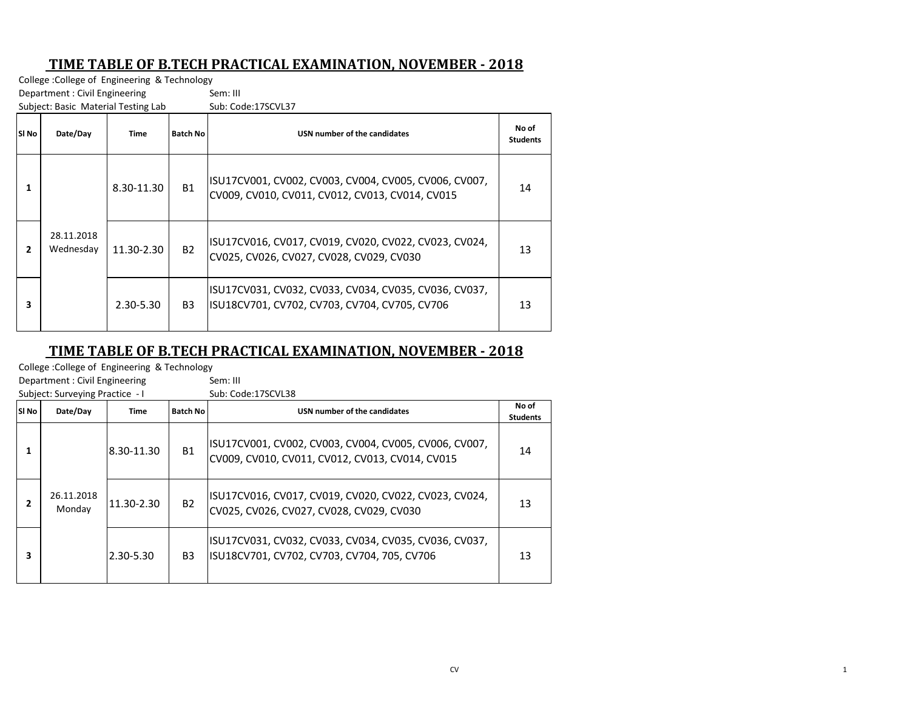## TIME TABLE OF B.TECH PRACTICAL EXAMINATION, NOVEMBER - 2018

College :College of Engineering & Technology

Department : Civil Engineering Sem: III

Subject: Basic Material Testing Lab Sub: Code:17SCVL37

| Sl No | Date/Day | Time | Batch No | USN number of the candidates | No of Students |
|---|---|---|---|---|---|
| 1 | 28.11.2018 Wednesday | 8.30-11.30 | B1 | ISU17CV001, CV002, CV003, CV004, CV005, CV006, CV007, CV009, CV010, CV011, CV012, CV013, CV014, CV015 | 14 |
| 2 | | 11.30-2.30 | B2 | ISU17CV016, CV017, CV019, CV020, CV022, CV023, CV024, CV025, CV026, CV027, CV028, CV029, CV030 | 13 |
| 3 | | 2.30-5.30 | B3 | ISU17CV031, CV032, CV033, CV034, CV035, CV036, CV037, ISU18CV701, CV702, CV703, CV704, CV705, CV706 | 13 |

## TIME TABLE OF B.TECH PRACTICAL EXAMINATION, NOVEMBER - 2018

College :College of Engineering & Technology

Department : Civil Engineering Sem: III

Subject: Surveying Practice - I Sub: Code:17SCVL38

| Sl No | Date/Day | Time | Batch No | USN number of the candidates | No of Students |
|---|---|---|---|---|---|
| 1 | 26.11.2018 Monday | 8.30-11.30 | B1 | ISU17CV001, CV002, CV003, CV004, CV005, CV006, CV007, CV009, CV010, CV011, CV012, CV013, CV014, CV015 | 14 |
| 2 | | 11.30-2.30 | B2 | ISU17CV016, CV017, CV019, CV020, CV022, CV023, CV024, CV025, CV026, CV027, CV028, CV029, CV030 | 13 |
| 3 | | 2.30-5.30 | B3 | ISU17CV031, CV032, CV033, CV034, CV035, CV036, CV037, ISU18CV701, CV702, CV703, CV704, 705, CV706 | 13 |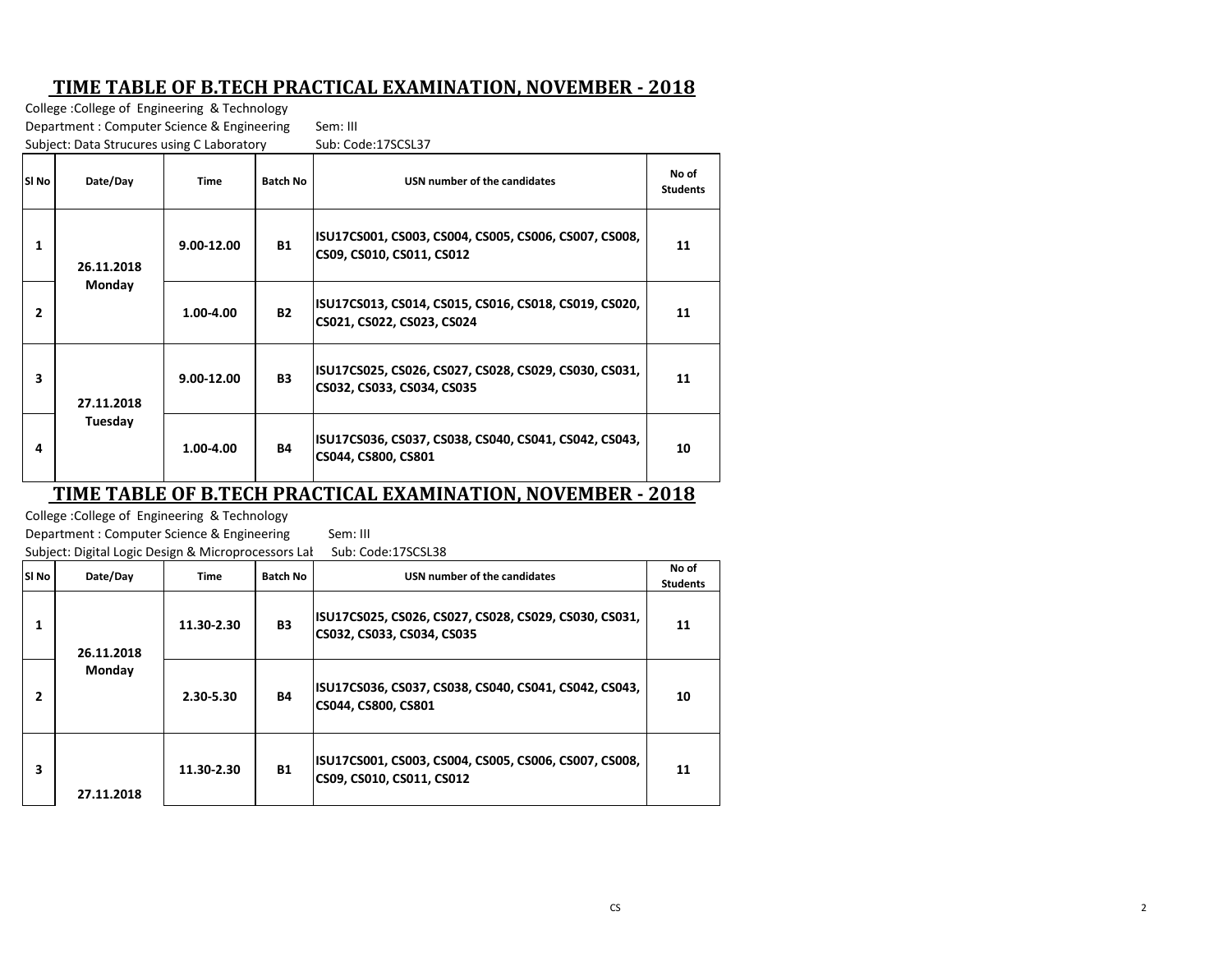# TIME TABLE OF B.TECH PRACTICAL EXAMINATION, NOVEMBER - 2018

College :College of Engineering & Technology
Department : Computer Science & Engineering Sem: III
Subject: Data Strucures using C Laboratory Sub: Code:17SCSL37

| Sl No | Date/Day | Time | Batch No | USN number of the candidates | No of Students |
|---|---|---|---|---|---|
| 1 | 26.11.2018 Monday | 9.00-12.00 | B1 | ISU17CS001, CS003, CS004, CS005, CS006, CS007, CS008, CS09, CS010, CS011, CS012 | 11 |
| 2 | | 1.00-4.00 | B2 | ISU17CS013, CS014, CS015, CS016, CS018, CS019, CS020, CS021, CS022, CS023, CS024 | 11 |
| 3 | 27.11.2018 Tuesday | 9.00-12.00 | B3 | ISU17CS025, CS026, CS027, CS028, CS029, CS030, CS031, CS032, CS033, CS034, CS035 | 11 |
| 4 | | 1.00-4.00 | B4 | ISU17CS036, CS037, CS038, CS040, CS041, CS042, CS043, CS044, CS800, CS801 | 10 |

# TIME TABLE OF B.TECH PRACTICAL EXAMINATION, NOVEMBER - 2018

College :College of Engineering & Technology
Department : Computer Science & Engineering Sem: III
Subject: Digital Logic Design & Microprocessors Lal Sub: Code:17SCSL38

| Sl No | Date/Day | Time | Batch No | USN number of the candidates | No of Students |
|---|---|---|---|---|---|
| 1 | 26.11.2018 Monday | 11.30-2.30 | B3 | ISU17CS025, CS026, CS027, CS028, CS029, CS030, CS031, CS032, CS033, CS034, CS035 | 11 |
| 2 | | 2.30-5.30 | B4 | ISU17CS036, CS037, CS038, CS040, CS041, CS042, CS043, CS044, CS800, CS801 | 10 |
| 3 | 27.11.2018 | 11.30-2.30 | B1 | ISU17CS001, CS003, CS004, CS005, CS006, CS007, CS008, CS09, CS010, CS011, CS012 | 11 |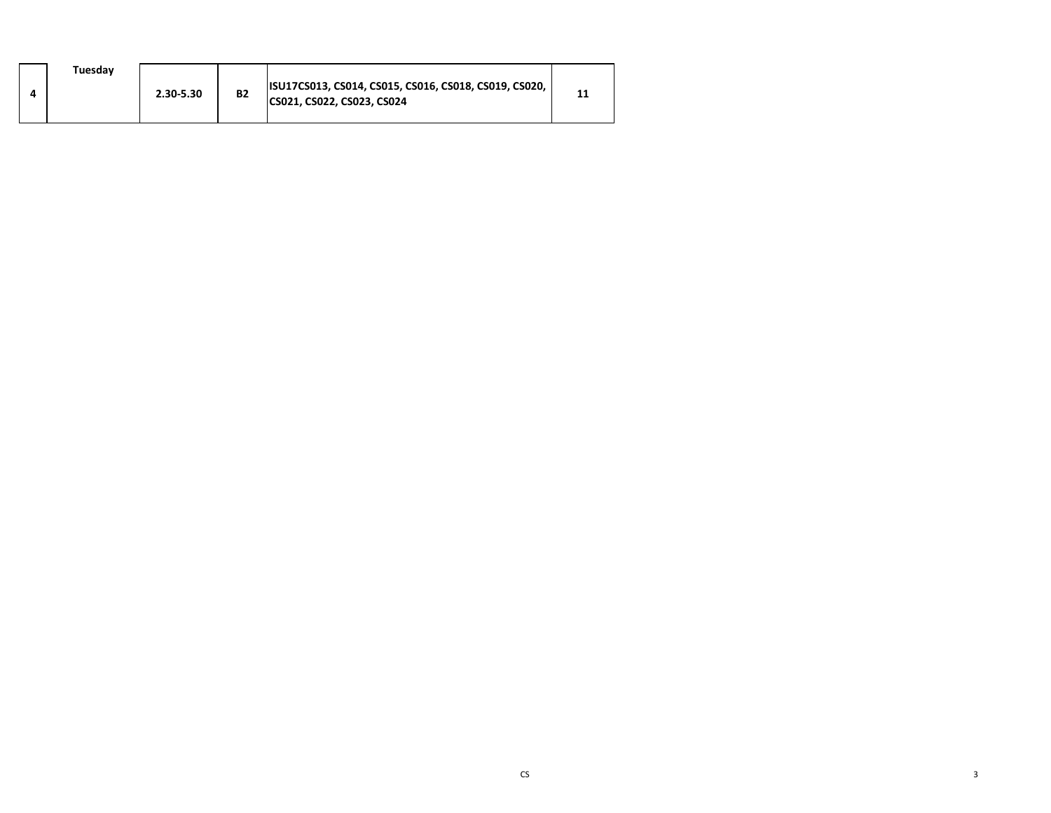| 4 | Tuesday | 2.30-5.30 | B2 | ISU17CS013, CS014, CS015, CS016, CS018, CS019, CS020, CS021, CS022, CS023, CS024 | 11 |
|---|---|---|---|---|---|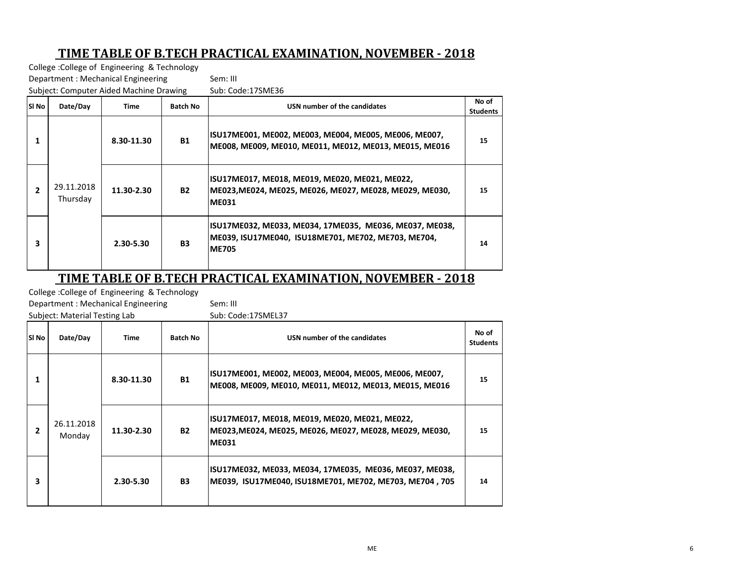## TIME TABLE OF B.TECH PRACTICAL EXAMINATION, NOVEMBER - 2018

College :College of Engineering & Technology
Department : Mechanical Engineering  Sem: III
Subject: Computer Aided Machine Drawing  Sub: Code:17SME36

| Sl No | Date/Day | Time | Batch No | USN number of the candidates | No of Students |
|---|---|---|---|---|---|
| 1 | 29.11.2018 Thursday | 8.30-11.30 | B1 | ISU17ME001, ME002, ME003, ME004, ME005, ME006, ME007, ME008, ME009, ME010, ME011, ME012, ME013, ME015, ME016 | 15 |
| 2 | | 11.30-2.30 | B2 | ISU17ME017, ME018, ME019, ME020, ME021, ME022, ME023,ME024, ME025, ME026, ME027, ME028, ME029, ME030, ME031 | 15 |
| 3 | | 2.30-5.30 | B3 | ISU17ME032, ME033, ME034, 17ME035, ME036, ME037, ME038, ME039, ISU17ME040, ISU18ME701, ME702, ME703, ME704, ME705 | 14 |

## TIME TABLE OF B.TECH PRACTICAL EXAMINATION, NOVEMBER - 2018

College :College of Engineering & Technology
Department : Mechanical Engineering  Sem: III
Subject: Material Testing Lab  Sub: Code:17SMEL37

| Sl No | Date/Day | Time | Batch No | USN number of the candidates | No of Students |
|---|---|---|---|---|---|
| 1 | 26.11.2018 Monday | 8.30-11.30 | B1 | ISU17ME001, ME002, ME003, ME004, ME005, ME006, ME007, ME008, ME009, ME010, ME011, ME012, ME013, ME015, ME016 | 15 |
| 2 | | 11.30-2.30 | B2 | ISU17ME017, ME018, ME019, ME020, ME021, ME022, ME023,ME024, ME025, ME026, ME027, ME028, ME029, ME030, ME031 | 15 |
| 3 | | 2.30-5.30 | B3 | ISU17ME032, ME033, ME034, 17ME035, ME036, ME037, ME038, ME039, ISU17ME040, ISU18ME701, ME702, ME703, ME704 , 705 | 14 |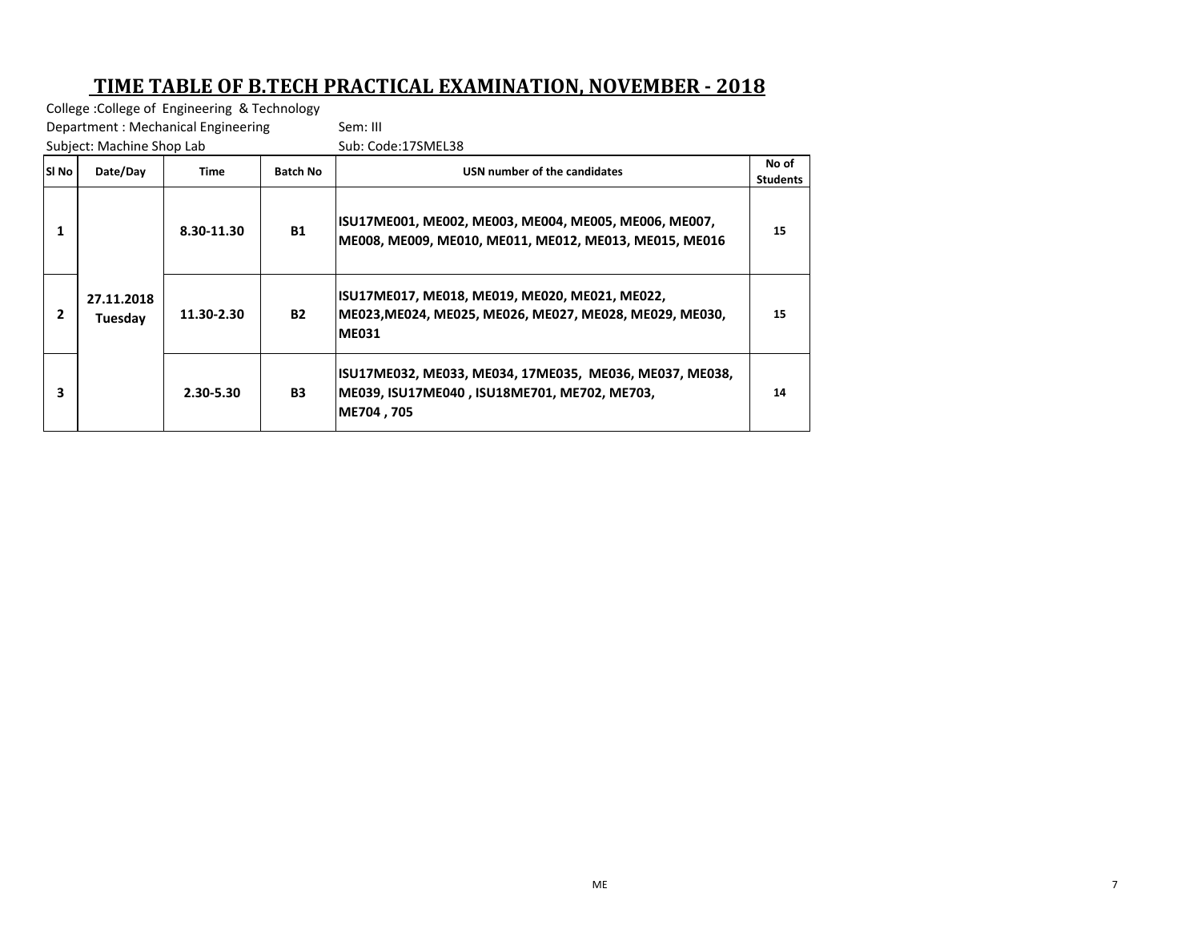# TIME TABLE OF B.TECH PRACTICAL EXAMINATION, NOVEMBER - 2018

College :College of Engineering & Technology

Department : Mechanical Engineering Sem: III

Subject: Machine Shop Lab Sub: Code:17SMEL38

| Sl No | Date/Day | Time | Batch No | USN number of the candidates | No of Students |
|---|---|---|---|---|---|
| 1 | 27.11.2018 Tuesday | 8.30-11.30 | B1 | ISU17ME001, ME002, ME003, ME004, ME005, ME006, ME007, ME008, ME009, ME010, ME011, ME012, ME013, ME015, ME016 | 15 |
| 2 | | 11.30-2.30 | B2 | ISU17ME017, ME018, ME019, ME020, ME021, ME022, ME023,ME024, ME025, ME026, ME027, ME028, ME029, ME030, ME031 | 15 |
| 3 | | 2.30-5.30 | B3 | ISU17ME032, ME033, ME034, 17ME035, ME036, ME037, ME038, ME039, ISU17ME040 , ISU18ME701, ME702, ME703, ME704 , 705 | 14 |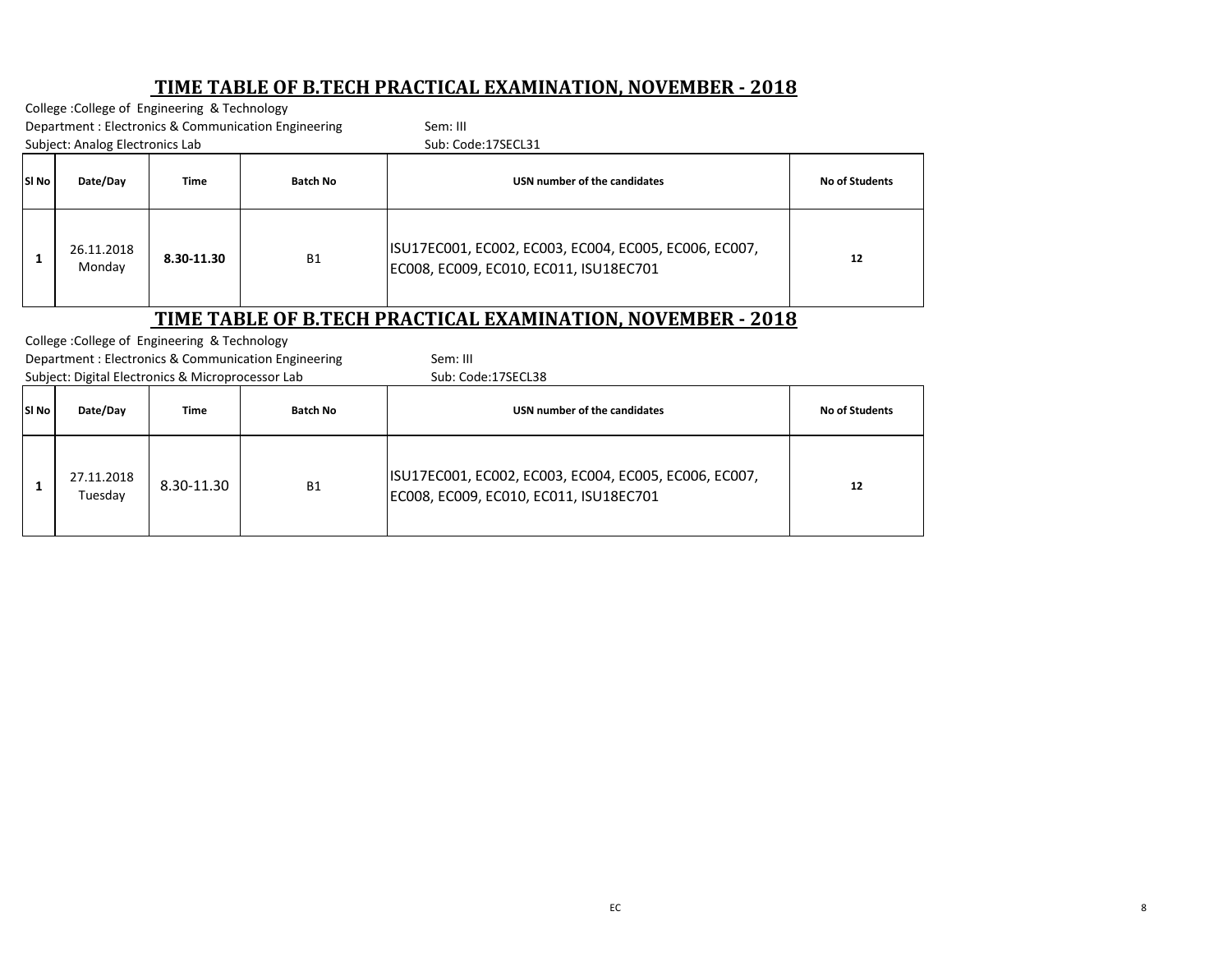## TIME TABLE OF B.TECH PRACTICAL EXAMINATION, NOVEMBER - 2018

College :College of Engineering & Technology
Department : Electronics & Communication Engineering Sem: III
Subject: Analog Electronics Lab Sub: Code:17SECL31

| Sl No | Date/Day | Time | Batch No | USN number of the candidates | No of Students |
|---|---|---|---|---|---|
| 1 | 26.11.2018 Monday | **8.30-11.30** | B1 | ISU17EC001, EC002, EC003, EC004, EC005, EC006, EC007, EC008, EC009, EC010, EC011, ISU18EC701 | 12 |

## TIME TABLE OF B.TECH PRACTICAL EXAMINATION, NOVEMBER - 2018

College :College of Engineering & Technology
Department : Electronics & Communication Engineering Sem: III
Subject: Digital Electronics & Microprocessor Lab Sub: Code:17SECL38

| Sl No | Date/Day | Time | Batch No | USN number of the candidates | No of Students |
|---|---|---|---|---|---|
| 1 | 27.11.2018 Tuesday | 8.30-11.30 | B1 | ISU17EC001, EC002, EC003, EC004, EC005, EC006, EC007, EC008, EC009, EC010, EC011, ISU18EC701 | 12 |